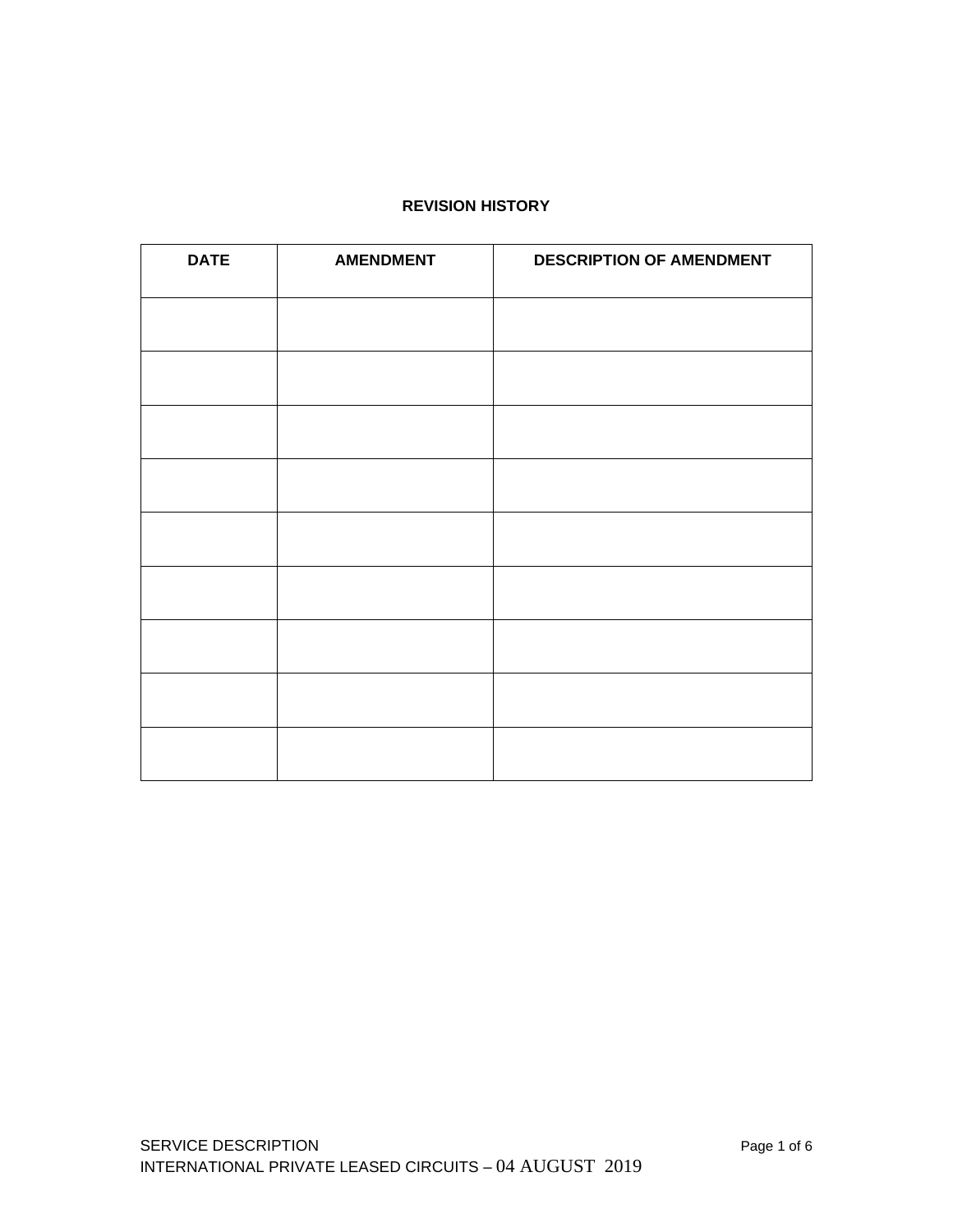**REVISION HISTORY**

| DATE | AMENDMENT | DESCRIPTION OF AMENDMENT |
| --- | --- | --- |
| | | |
| | | |
| | | |
| | | |
| | | |
| | | |
| | | |
| | | |
| | | |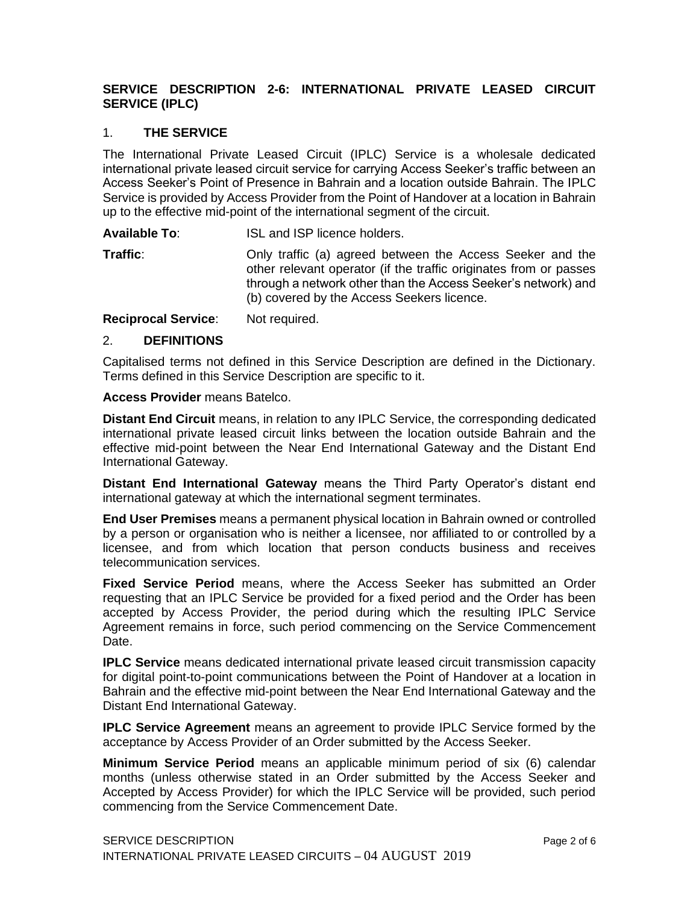## SERVICE DESCRIPTION 2-6: INTERNATIONAL PRIVATE LEASED CIRCUIT SERVICE (IPLC)

### 1. THE SERVICE

The International Private Leased Circuit (IPLC) Service is a wholesale dedicated international private leased circuit service for carrying Access Seeker's traffic between an Access Seeker's Point of Presence in Bahrain and a location outside Bahrain. The IPLC Service is provided by Access Provider from the Point of Handover at a location in Bahrain up to the effective mid-point of the international segment of the circuit.

**Available To**: ISL and ISP licence holders.

**Traffic**: Only traffic (a) agreed between the Access Seeker and the other relevant operator (if the traffic originates from or passes through a network other than the Access Seeker's network) and (b) covered by the Access Seekers licence.

**Reciprocal Service**: Not required.

### 2. DEFINITIONS

Capitalised terms not defined in this Service Description are defined in the Dictionary. Terms defined in this Service Description are specific to it.

**Access Provider** means Batelco.

**Distant End Circuit** means, in relation to any IPLC Service, the corresponding dedicated international private leased circuit links between the location outside Bahrain and the effective mid-point between the Near End International Gateway and the Distant End International Gateway.

**Distant End International Gateway** means the Third Party Operator's distant end international gateway at which the international segment terminates.

**End User Premises** means a permanent physical location in Bahrain owned or controlled by a person or organisation who is neither a licensee, nor affiliated to or controlled by a licensee, and from which location that person conducts business and receives telecommunication services.

**Fixed Service Period** means, where the Access Seeker has submitted an Order requesting that an IPLC Service be provided for a fixed period and the Order has been accepted by Access Provider, the period during which the resulting IPLC Service Agreement remains in force, such period commencing on the Service Commencement Date.

**IPLC Service** means dedicated international private leased circuit transmission capacity for digital point-to-point communications between the Point of Handover at a location in Bahrain and the effective mid-point between the Near End International Gateway and the Distant End International Gateway.

**IPLC Service Agreement** means an agreement to provide IPLC Service formed by the acceptance by Access Provider of an Order submitted by the Access Seeker.

**Minimum Service Period** means an applicable minimum period of six (6) calendar months (unless otherwise stated in an Order submitted by the Access Seeker and Accepted by Access Provider) for which the IPLC Service will be provided, such period commencing from the Service Commencement Date.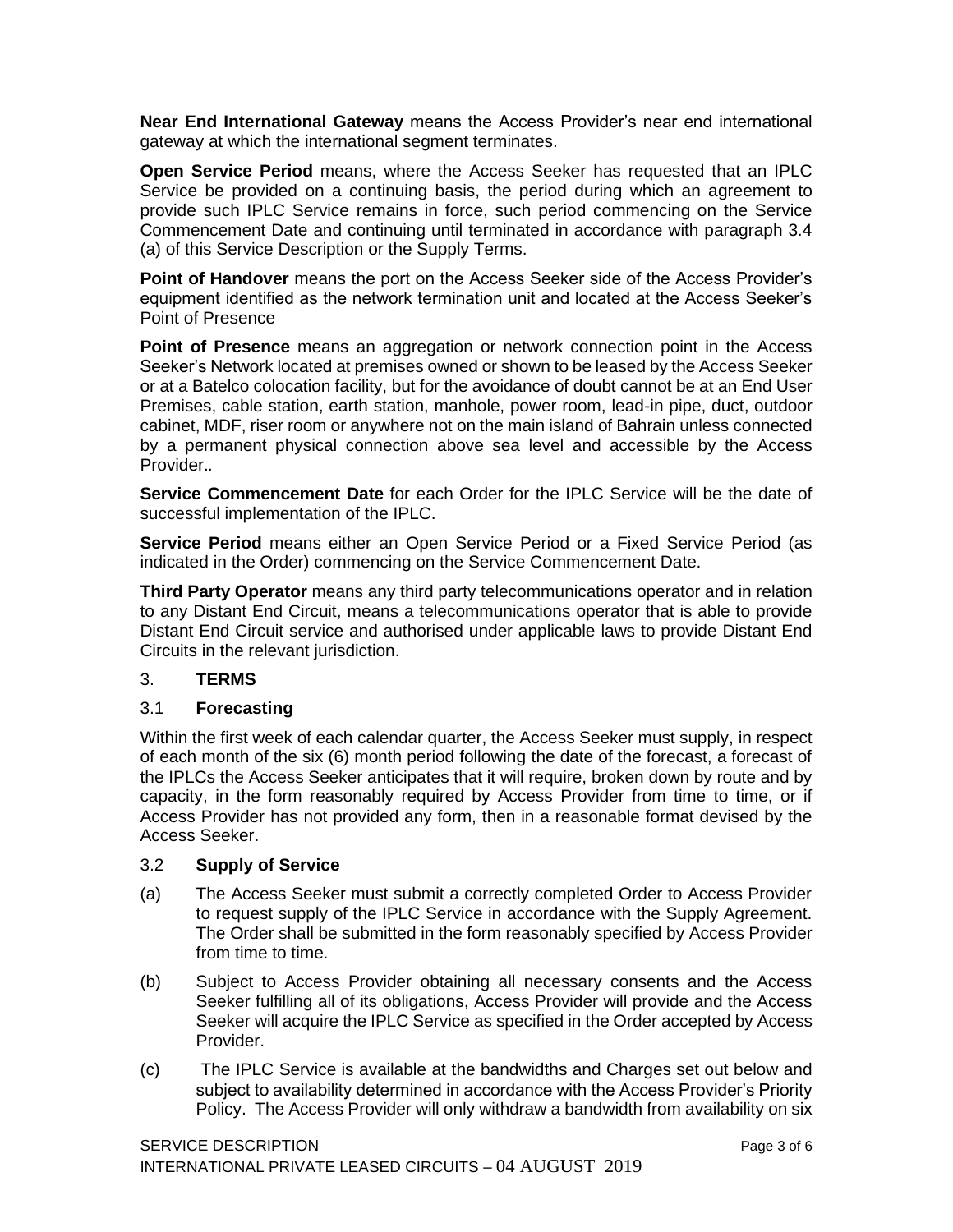**Near End International Gateway** means the Access Provider's near end international gateway at which the international segment terminates.

**Open Service Period** means, where the Access Seeker has requested that an IPLC Service be provided on a continuing basis, the period during which an agreement to provide such IPLC Service remains in force, such period commencing on the Service Commencement Date and continuing until terminated in accordance with paragraph 3.4 (a) of this Service Description or the Supply Terms.

**Point of Handover** means the port on the Access Seeker side of the Access Provider's equipment identified as the network termination unit and located at the Access Seeker's Point of Presence

**Point of Presence** means an aggregation or network connection point in the Access Seeker's Network located at premises owned or shown to be leased by the Access Seeker or at a Batelco colocation facility, but for the avoidance of doubt cannot be at an End User Premises, cable station, earth station, manhole, power room, lead-in pipe, duct, outdoor cabinet, MDF, riser room or anywhere not on the main island of Bahrain unless connected by a permanent physical connection above sea level and accessible by the Access Provider..

**Service Commencement Date** for each Order for the IPLC Service will be the date of successful implementation of the IPLC.

**Service Period** means either an Open Service Period or a Fixed Service Period (as indicated in the Order) commencing on the Service Commencement Date.

**Third Party Operator** means any third party telecommunications operator and in relation to any Distant End Circuit, means a telecommunications operator that is able to provide Distant End Circuit service and authorised under applicable laws to provide Distant End Circuits in the relevant jurisdiction.

## 3. TERMS

### 3.1 Forecasting

Within the first week of each calendar quarter, the Access Seeker must supply, in respect of each month of the six (6) month period following the date of the forecast, a forecast of the IPLCs the Access Seeker anticipates that it will require, broken down by route and by capacity, in the form reasonably required by Access Provider from time to time, or if Access Provider has not provided any form, then in a reasonable format devised by the Access Seeker.

### 3.2 Supply of Service

(a) The Access Seeker must submit a correctly completed Order to Access Provider to request supply of the IPLC Service in accordance with the Supply Agreement. The Order shall be submitted in the form reasonably specified by Access Provider from time to time.

(b) Subject to Access Provider obtaining all necessary consents and the Access Seeker fulfilling all of its obligations, Access Provider will provide and the Access Seeker will acquire the IPLC Service as specified in the Order accepted by Access Provider.

(c) The IPLC Service is available at the bandwidths and Charges set out below and subject to availability determined in accordance with the Access Provider's Priority Policy. The Access Provider will only withdraw a bandwidth from availability on six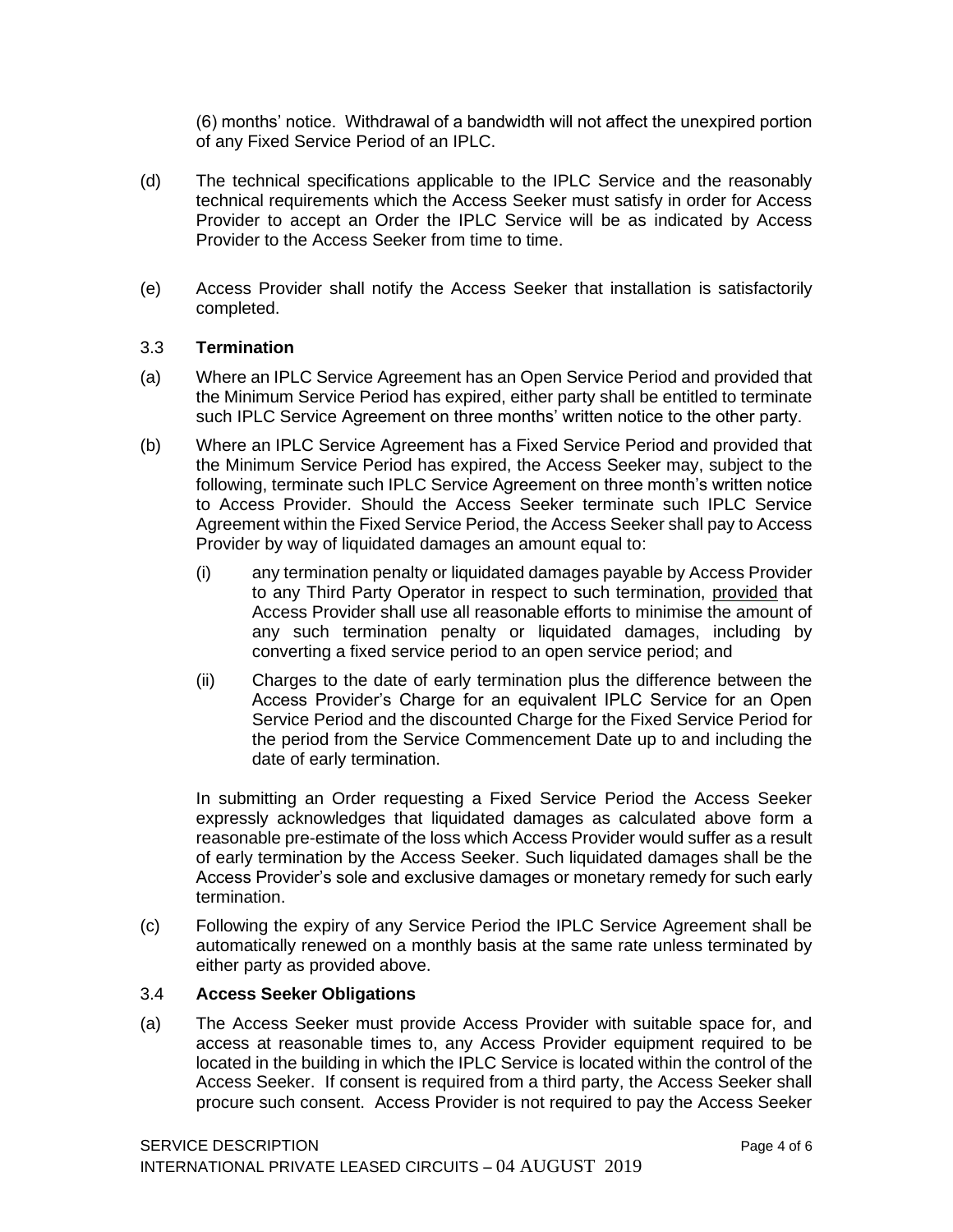(6) months' notice. Withdrawal of a bandwidth will not affect the unexpired portion of any Fixed Service Period of an IPLC.

(d) The technical specifications applicable to the IPLC Service and the reasonably technical requirements which the Access Seeker must satisfy in order for Access Provider to accept an Order the IPLC Service will be as indicated by Access Provider to the Access Seeker from time to time.

(e) Access Provider shall notify the Access Seeker that installation is satisfactorily completed.

### 3.3 **Termination**

(a) Where an IPLC Service Agreement has an Open Service Period and provided that the Minimum Service Period has expired, either party shall be entitled to terminate such IPLC Service Agreement on three months' written notice to the other party.

(b) Where an IPLC Service Agreement has a Fixed Service Period and provided that the Minimum Service Period has expired, the Access Seeker may, subject to the following, terminate such IPLC Service Agreement on three month's written notice to Access Provider. Should the Access Seeker terminate such IPLC Service Agreement within the Fixed Service Period, the Access Seeker shall pay to Access Provider by way of liquidated damages an amount equal to:

   (i) any termination penalty or liquidated damages payable by Access Provider to any Third Party Operator in respect to such termination, <u>provided</u> that Access Provider shall use all reasonable efforts to minimise the amount of any such termination penalty or liquidated damages, including by converting a fixed service period to an open service period; and

   (ii) Charges to the date of early termination plus the difference between the Access Provider's Charge for an equivalent IPLC Service for an Open Service Period and the discounted Charge for the Fixed Service Period for the period from the Service Commencement Date up to and including the date of early termination.

   In submitting an Order requesting a Fixed Service Period the Access Seeker expressly acknowledges that liquidated damages as calculated above form a reasonable pre-estimate of the loss which Access Provider would suffer as a result of early termination by the Access Seeker. Such liquidated damages shall be the Access Provider's sole and exclusive damages or monetary remedy for such early termination.

(c) Following the expiry of any Service Period the IPLC Service Agreement shall be automatically renewed on a monthly basis at the same rate unless terminated by either party as provided above.

### 3.4 **Access Seeker Obligations**

(a) The Access Seeker must provide Access Provider with suitable space for, and access at reasonable times to, any Access Provider equipment required to be located in the building in which the IPLC Service is located within the control of the Access Seeker. If consent is required from a third party, the Access Seeker shall procure such consent. Access Provider is not required to pay the Access Seeker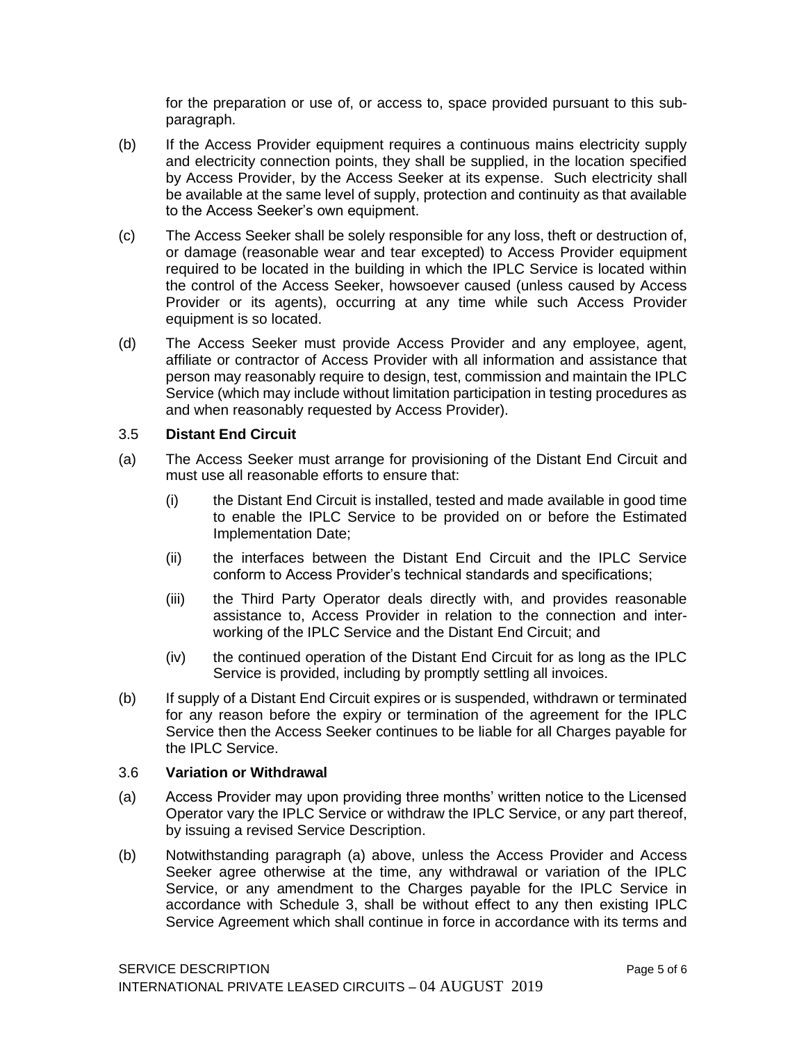for the preparation or use of, or access to, space provided pursuant to this sub-paragraph.

(b) If the Access Provider equipment requires a continuous mains electricity supply and electricity connection points, they shall be supplied, in the location specified by Access Provider, by the Access Seeker at its expense. Such electricity shall be available at the same level of supply, protection and continuity as that available to the Access Seeker's own equipment.

(c) The Access Seeker shall be solely responsible for any loss, theft or destruction of, or damage (reasonable wear and tear excepted) to Access Provider equipment required to be located in the building in which the IPLC Service is located within the control of the Access Seeker, howsoever caused (unless caused by Access Provider or its agents), occurring at any time while such Access Provider equipment is so located.

(d) The Access Seeker must provide Access Provider and any employee, agent, affiliate or contractor of Access Provider with all information and assistance that person may reasonably require to design, test, commission and maintain the IPLC Service (which may include without limitation participation in testing procedures as and when reasonably requested by Access Provider).

3.5 **Distant End Circuit**

(a) The Access Seeker must arrange for provisioning of the Distant End Circuit and must use all reasonable efforts to ensure that:

   (i) the Distant End Circuit is installed, tested and made available in good time to enable the IPLC Service to be provided on or before the Estimated Implementation Date;

   (ii) the interfaces between the Distant End Circuit and the IPLC Service conform to Access Provider's technical standards and specifications;

   (iii) the Third Party Operator deals directly with, and provides reasonable assistance to, Access Provider in relation to the connection and inter-working of the IPLC Service and the Distant End Circuit; and

   (iv) the continued operation of the Distant End Circuit for as long as the IPLC Service is provided, including by promptly settling all invoices.

(b) If supply of a Distant End Circuit expires or is suspended, withdrawn or terminated for any reason before the expiry or termination of the agreement for the IPLC Service then the Access Seeker continues to be liable for all Charges payable for the IPLC Service.

3.6 **Variation or Withdrawal**

(a) Access Provider may upon providing three months' written notice to the Licensed Operator vary the IPLC Service or withdraw the IPLC Service, or any part thereof, by issuing a revised Service Description.

(b) Notwithstanding paragraph (a) above, unless the Access Provider and Access Seeker agree otherwise at the time, any withdrawal or variation of the IPLC Service, or any amendment to the Charges payable for the IPLC Service in accordance with Schedule 3, shall be without effect to any then existing IPLC Service Agreement which shall continue in force in accordance with its terms and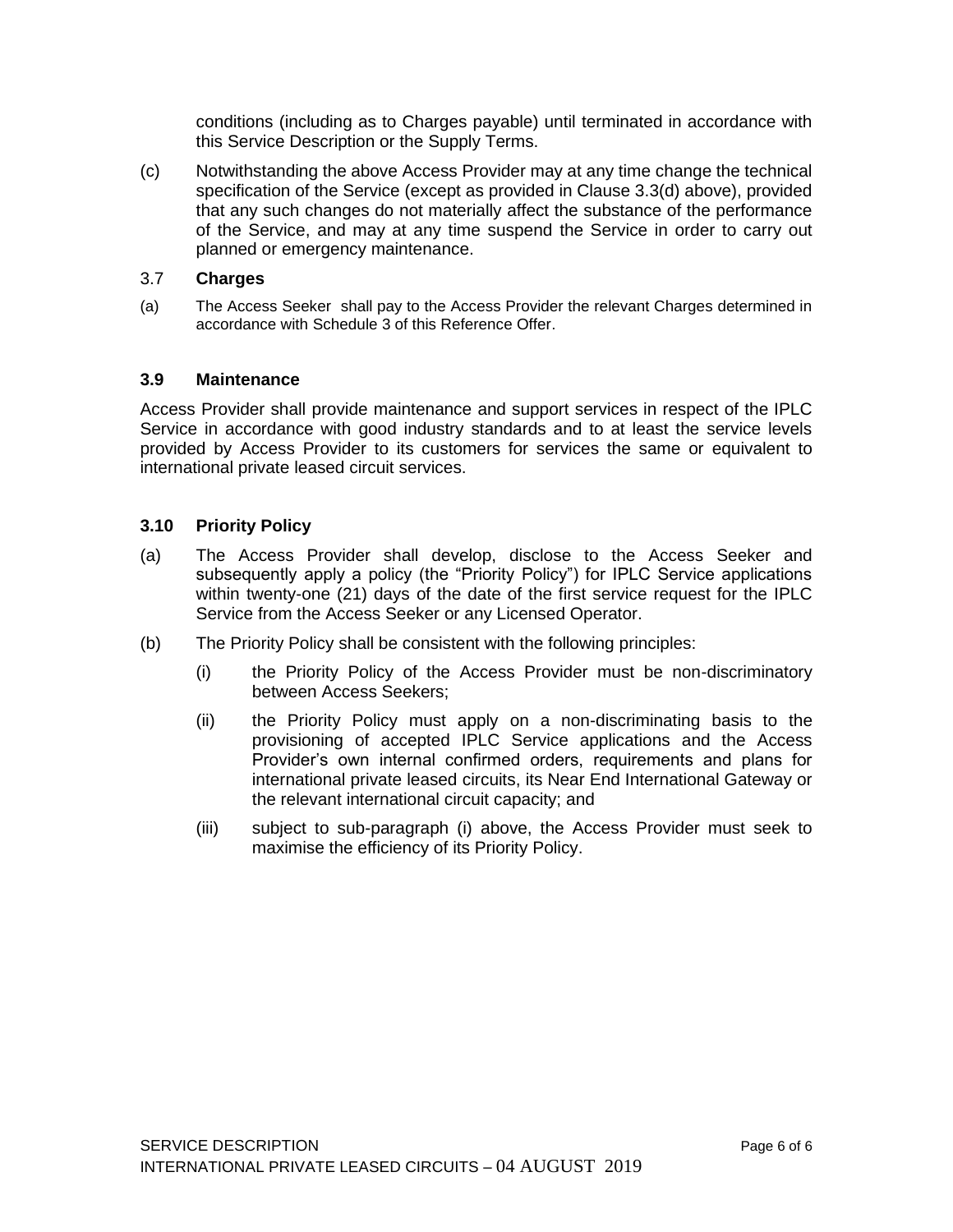conditions (including as to Charges payable) until terminated in accordance with this Service Description or the Supply Terms.

(c) Notwithstanding the above Access Provider may at any time change the technical specification of the Service (except as provided in Clause 3.3(d) above), provided that any such changes do not materially affect the substance of the performance of the Service, and may at any time suspend the Service in order to carry out planned or emergency maintenance.

3.7 **Charges**

(a) The Access Seeker shall pay to the Access Provider the relevant Charges determined in accordance with Schedule 3 of this Reference Offer.

### 3.9 Maintenance

Access Provider shall provide maintenance and support services in respect of the IPLC Service in accordance with good industry standards and to at least the service levels provided by Access Provider to its customers for services the same or equivalent to international private leased circuit services.

### 3.10 Priority Policy

(a) The Access Provider shall develop, disclose to the Access Seeker and subsequently apply a policy (the "Priority Policy") for IPLC Service applications within twenty-one (21) days of the date of the first service request for the IPLC Service from the Access Seeker or any Licensed Operator.

(b) The Priority Policy shall be consistent with the following principles:

(i) the Priority Policy of the Access Provider must be non-discriminatory between Access Seekers;

(ii) the Priority Policy must apply on a non-discriminating basis to the provisioning of accepted IPLC Service applications and the Access Provider's own internal confirmed orders, requirements and plans for international private leased circuits, its Near End International Gateway or the relevant international circuit capacity; and

(iii) subject to sub-paragraph (i) above, the Access Provider must seek to maximise the efficiency of its Priority Policy.